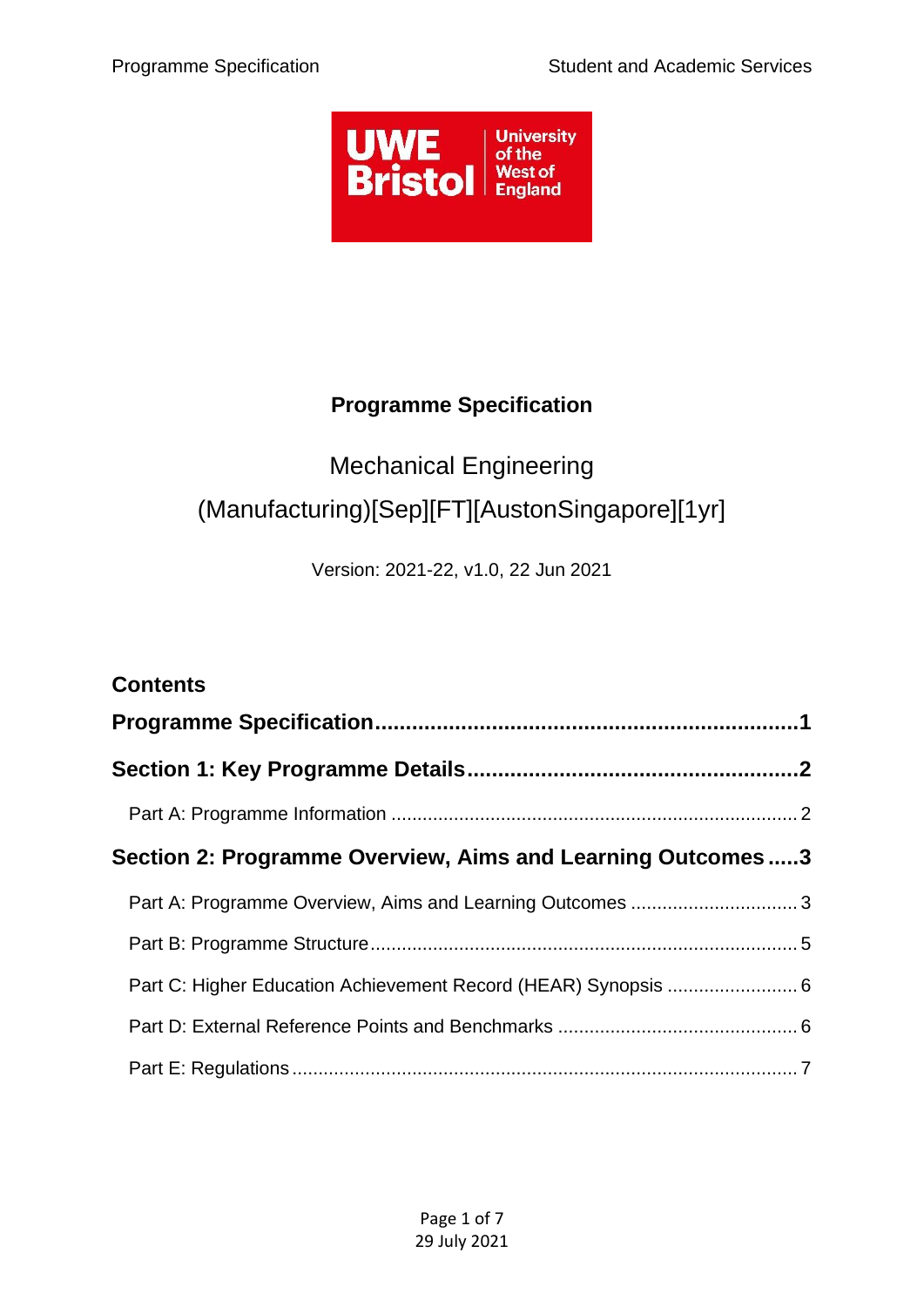# Programme Specification

Mechanical Engineering (Manufacturing)[Sep][FT][AustonSingapore][1yr]

Version: 2021-22, v1.0, 22 Jun 2021

## Contents

**Programme Specification....................................................................1**

**Section 1: Key Programme Details.....................................................2**

Part A: Programme Information ............................................................................. 2

**Section 2: Programme Overview, Aims and Learning Outcomes .....3**

Part A: Programme Overview, Aims and Learning Outcomes ............................... 3

Part B: Programme Structure.................................................................................. 5

Part C: Higher Education Achievement Record (HEAR) Synopsis ........................ 6

Part D: External Reference Points and Benchmarks ............................................. 6

Part E: Regulations................................................................................................. 7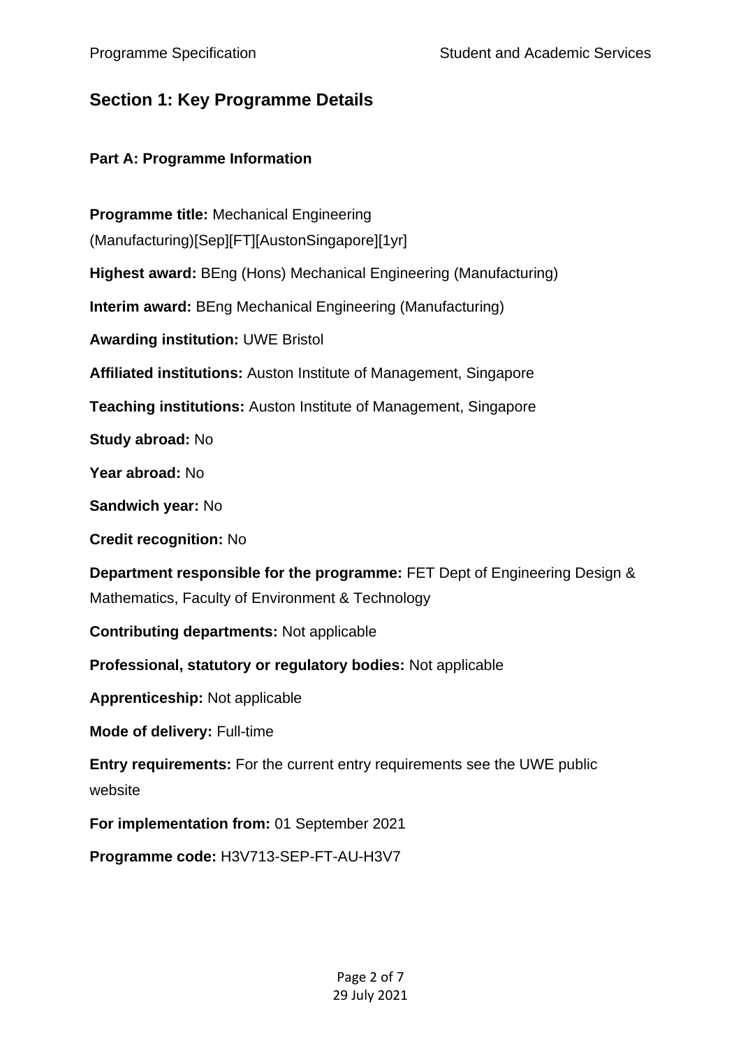## Section 1: Key Programme Details

### Part A: Programme Information

**Programme title:** Mechanical Engineering (Manufacturing)[Sep][FT][AustonSingapore][1yr]

**Highest award:** BEng (Hons) Mechanical Engineering (Manufacturing)

**Interim award:** BEng Mechanical Engineering (Manufacturing)

**Awarding institution:** UWE Bristol

**Affiliated institutions:** Auston Institute of Management, Singapore

**Teaching institutions:** Auston Institute of Management, Singapore

**Study abroad:** No

**Year abroad:** No

**Sandwich year:** No

**Credit recognition:** No

**Department responsible for the programme:** FET Dept of Engineering Design & Mathematics, Faculty of Environment & Technology

**Contributing departments:** Not applicable

**Professional, statutory or regulatory bodies:** Not applicable

**Apprenticeship:** Not applicable

**Mode of delivery:** Full-time

**Entry requirements:** For the current entry requirements see the UWE public website

**For implementation from:** 01 September 2021

**Programme code:** H3V713-SEP-FT-AU-H3V7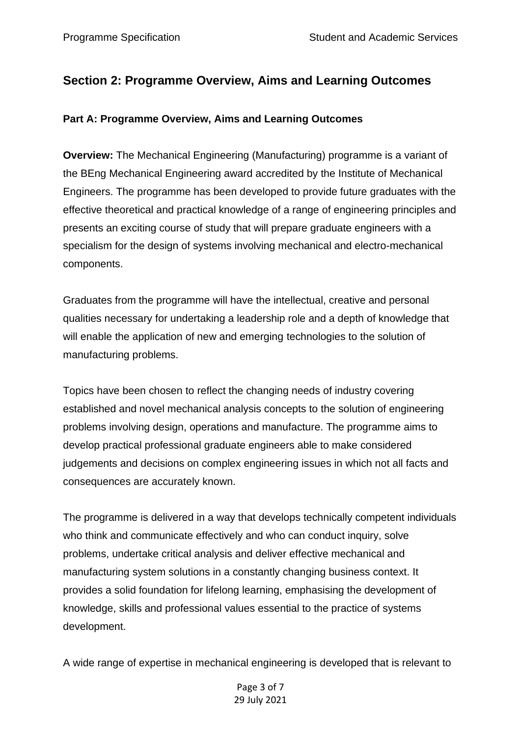## Section 2: Programme Overview, Aims and Learning Outcomes

### Part A: Programme Overview, Aims and Learning Outcomes

**Overview:** The Mechanical Engineering (Manufacturing) programme is a variant of the BEng Mechanical Engineering award accredited by the Institute of Mechanical Engineers. The programme has been developed to provide future graduates with the effective theoretical and practical knowledge of a range of engineering principles and presents an exciting course of study that will prepare graduate engineers with a specialism for the design of systems involving mechanical and electro-mechanical components.

Graduates from the programme will have the intellectual, creative and personal qualities necessary for undertaking a leadership role and a depth of knowledge that will enable the application of new and emerging technologies to the solution of manufacturing problems.

Topics have been chosen to reflect the changing needs of industry covering established and novel mechanical analysis concepts to the solution of engineering problems involving design, operations and manufacture. The programme aims to develop practical professional graduate engineers able to make considered judgements and decisions on complex engineering issues in which not all facts and consequences are accurately known.

The programme is delivered in a way that develops technically competent individuals who think and communicate effectively and who can conduct inquiry, solve problems, undertake critical analysis and deliver effective mechanical and manufacturing system solutions in a constantly changing business context. It provides a solid foundation for lifelong learning, emphasising the development of knowledge, skills and professional values essential to the practice of systems development.

A wide range of expertise in mechanical engineering is developed that is relevant to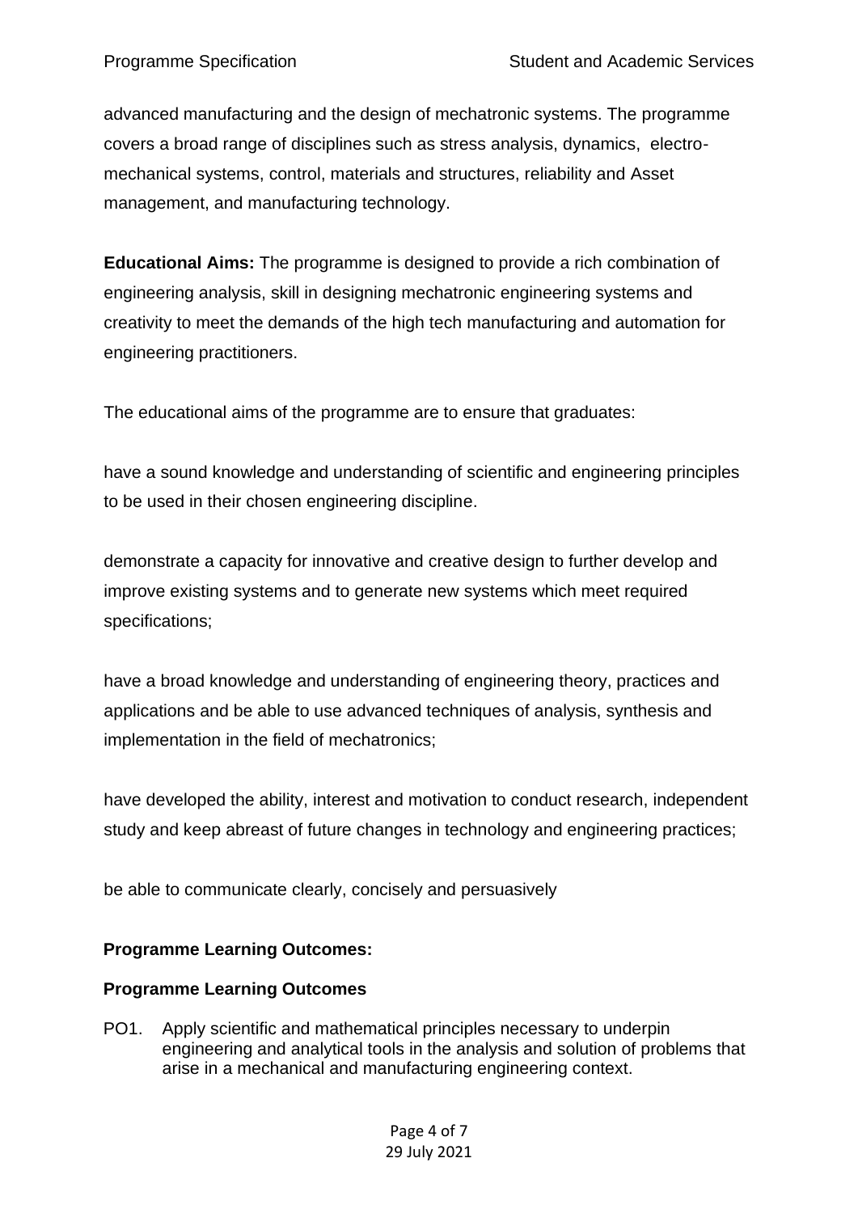advanced manufacturing and the design of mechatronic systems. The programme covers a broad range of disciplines such as stress analysis, dynamics, electro-mechanical systems, control, materials and structures, reliability and Asset management, and manufacturing technology.

**Educational Aims:** The programme is designed to provide a rich combination of engineering analysis, skill in designing mechatronic engineering systems and creativity to meet the demands of the high tech manufacturing and automation for engineering practitioners.

The educational aims of the programme are to ensure that graduates:

have a sound knowledge and understanding of scientific and engineering principles to be used in their chosen engineering discipline.

demonstrate a capacity for innovative and creative design to further develop and improve existing systems and to generate new systems which meet required specifications;

have a broad knowledge and understanding of engineering theory, practices and applications and be able to use advanced techniques of analysis, synthesis and implementation in the field of mechatronics;

have developed the ability, interest and motivation to conduct research, independent study and keep abreast of future changes in technology and engineering practices;

be able to communicate clearly, concisely and persuasively

**Programme Learning Outcomes:**

**Programme Learning Outcomes**

PO1. Apply scientific and mathematical principles necessary to underpin engineering and analytical tools in the analysis and solution of problems that arise in a mechanical and manufacturing engineering context.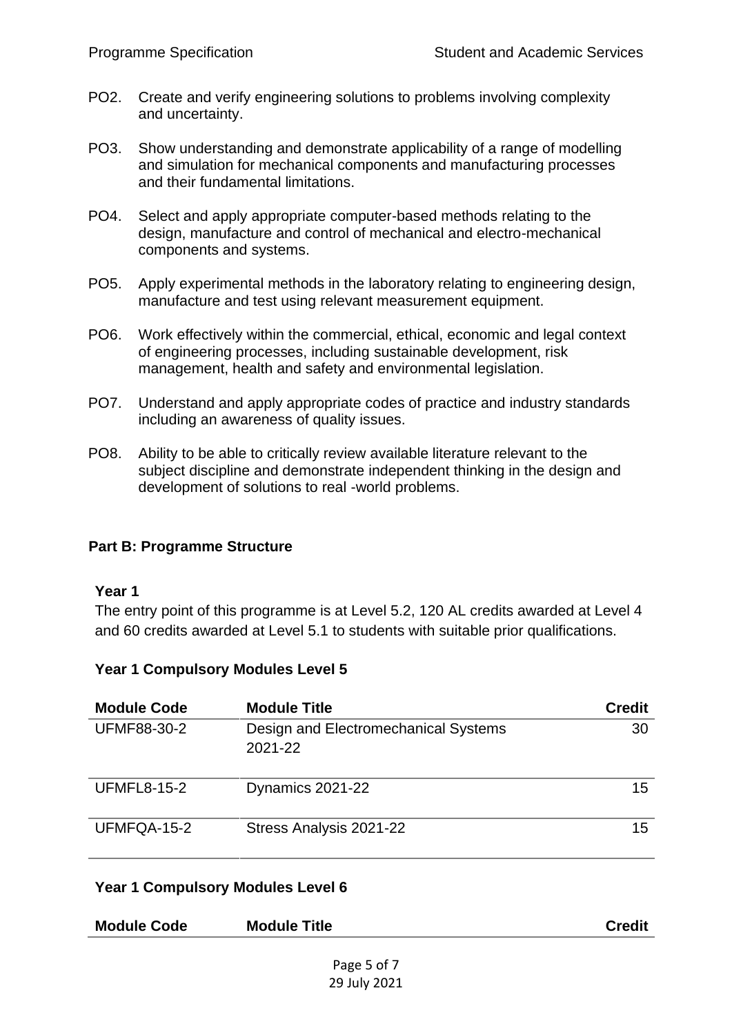PO2. Create and verify engineering solutions to problems involving complexity and uncertainty.

PO3. Show understanding and demonstrate applicability of a range of modelling and simulation for mechanical components and manufacturing processes and their fundamental limitations.

PO4. Select and apply appropriate computer-based methods relating to the design, manufacture and control of mechanical and electro-mechanical components and systems.

PO5. Apply experimental methods in the laboratory relating to engineering design, manufacture and test using relevant measurement equipment.

PO6. Work effectively within the commercial, ethical, economic and legal context of engineering processes, including sustainable development, risk management, health and safety and environmental legislation.

PO7. Understand and apply appropriate codes of practice and industry standards including an awareness of quality issues.

PO8. Ability to be able to critically review available literature relevant to the subject discipline and demonstrate independent thinking in the design and development of solutions to real -world problems.

## Part B: Programme Structure

### Year 1

The entry point of this programme is at Level 5.2, 120 AL credits awarded at Level 4 and 60 credits awarded at Level 5.1 to students with suitable prior qualifications.

### Year 1 Compulsory Modules Level 5

| Module Code | Module Title | Credit |
|---|---|---|
| UFMF88-30-2 | Design and Electromechanical Systems 2021-22 | 30 |
| UFMFL8-15-2 | Dynamics 2021-22 | 15 |
| UFMFQA-15-2 | Stress Analysis 2021-22 | 15 |

### Year 1 Compulsory Modules Level 6

| Module Code | Module Title | Credit |
|---|---|---|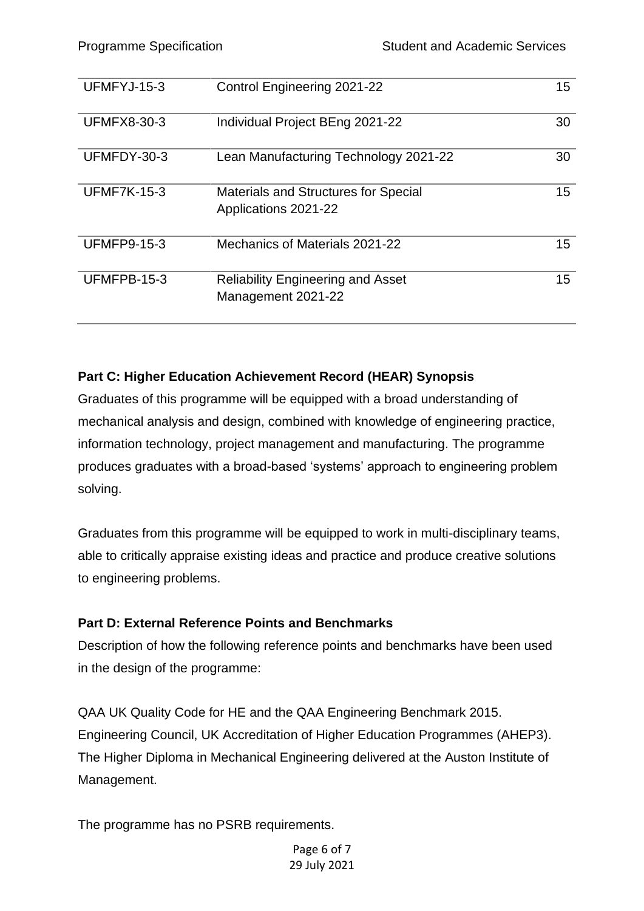| | | |
|---|---|---|
| UFMFYJ-15-3 | Control Engineering 2021-22 | 15 |
| UFMFX8-30-3 | Individual Project BEng 2021-22 | 30 |
| UFMFDY-30-3 | Lean Manufacturing Technology 2021-22 | 30 |
| UFMF7K-15-3 | Materials and Structures for Special Applications 2021-22 | 15 |
| UFMFP9-15-3 | Mechanics of Materials 2021-22 | 15 |
| UFMFPB-15-3 | Reliability Engineering and Asset Management 2021-22 | 15 |

**Part C: Higher Education Achievement Record (HEAR) Synopsis**

Graduates of this programme will be equipped with a broad understanding of mechanical analysis and design, combined with knowledge of engineering practice, information technology, project management and manufacturing. The programme produces graduates with a broad-based 'systems' approach to engineering problem solving.

Graduates from this programme will be equipped to work in multi-disciplinary teams, able to critically appraise existing ideas and practice and produce creative solutions to engineering problems.

**Part D: External Reference Points and Benchmarks**

Description of how the following reference points and benchmarks have been used in the design of the programme:

QAA UK Quality Code for HE and the QAA Engineering Benchmark 2015.
Engineering Council, UK Accreditation of Higher Education Programmes (AHEP3).
The Higher Diploma in Mechanical Engineering delivered at the Auston Institute of Management.

The programme has no PSRB requirements.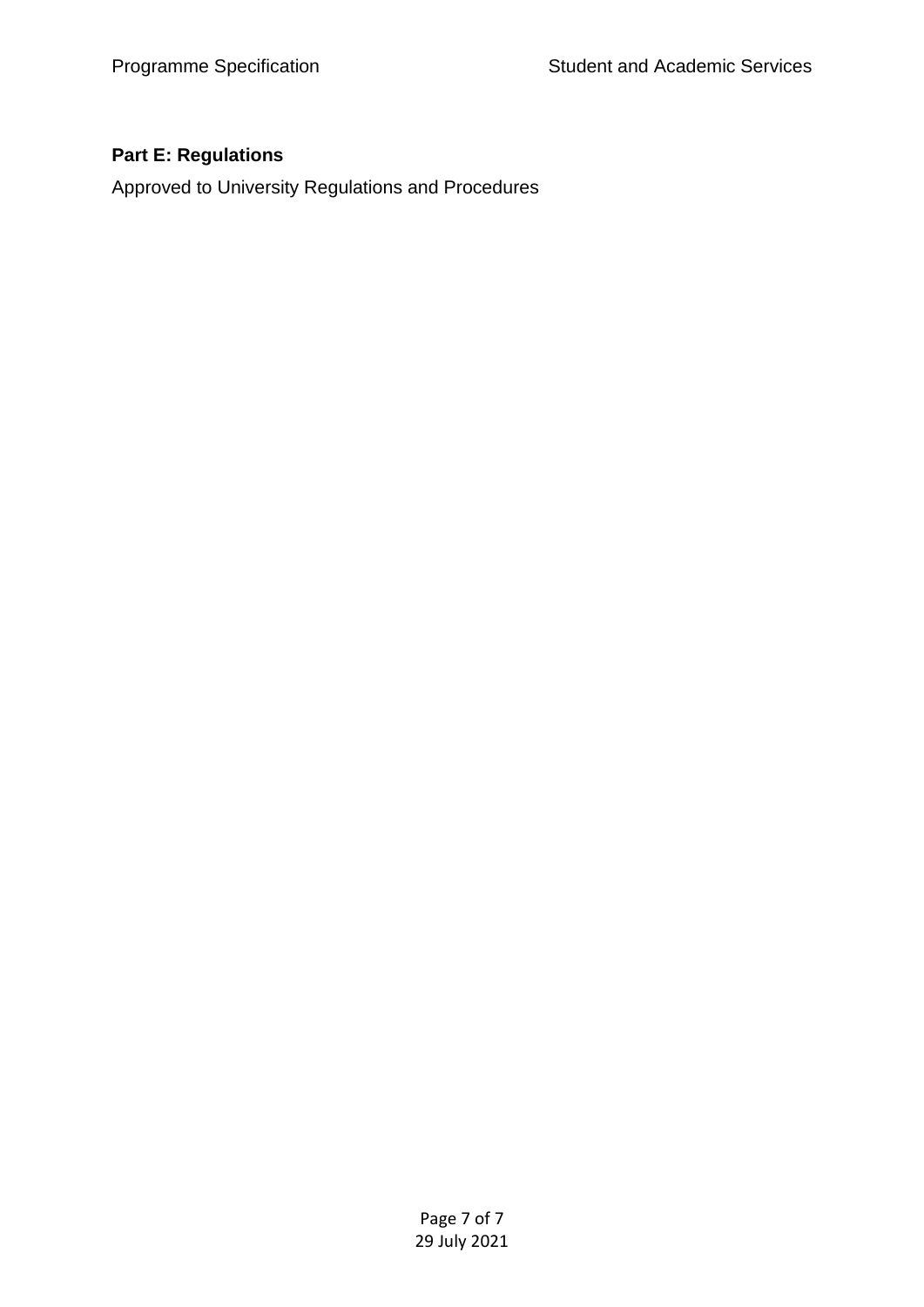**Part E: Regulations**

Approved to University Regulations and Procedures